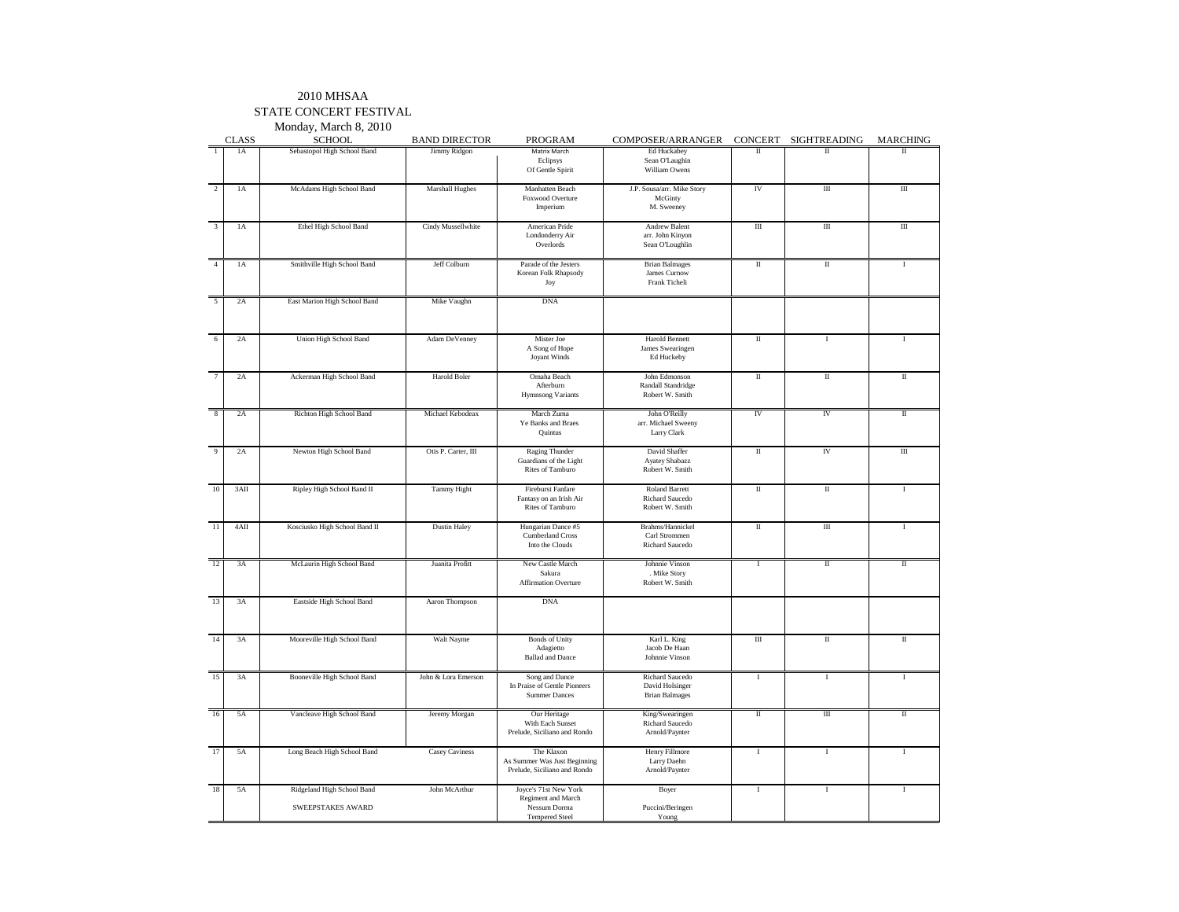2010 MHSAA
STATE CONCERT FESTIVAL
Monday, March 8, 2010

| | CLASS | SCHOOL | BAND DIRECTOR | PROGRAM | COMPOSER/ARRANGER | CONCERT | SIGHTREADING | MARCHING |
|---|---|---|---|---|---|---|---|---|
| 1 | 1A | Sebastopol High School Band | Jimmy Ridgon | Matrix March<br>Eclipsys<br>Of Gentle Spirit | Ed Huckabey<br>Sean O'Laughin<br>William Owens | II | II | II |
| 2 | 1A | McAdams High School Band | Marshall Hughes | Manhatten Beach<br>Foxwood Overture<br>Imperium | J.P. Sousa/arr. Mike Story<br>McGinty<br>M. Sweeney | IV | III | III |
| 3 | 1A | Ethel High School Band | Cindy Mussellwhite | American Pride<br>Londonderry Air<br>Overlords | Andrew Balent<br>arr. John Kinyon<br>Sean O'Loughlin | III | III | III |
| 4 | 1A | Smithville High School Band | Jeff Colburn | Parade of the Jesters<br>Korean Folk Rhapsody<br>Joy | Brian Balmages<br>James Curnow<br>Frank Ticheli | II | II | I |
| 5 | 2A | East Marion High School Band | Mike Vaughn | DNA | | | | |
| 6 | 2A | Union High School Band | Adam DeVenney | Mister Joe<br>A Song of Hope<br>Joyant Winds | Harold Bennett<br>James Swearingen<br>Ed Huckeby | II | I | I |
| 7 | 2A | Ackerman High School Band | Harold Boler | Omaha Beach<br>Afterburn<br>Hymnsong Variants | John Edmonson<br>Randall Standridge<br>Robert W. Smith | II | II | II |
| 8 | 2A | Richton High School Band | Michael Kebodeax | March Zuma<br>Ye Banks and Braes<br>Quintus | John O'Reilly<br>arr. Michael Sweeny<br>Larry Clark | IV | IV | II |
| 9 | 2A | Newton High School Band | Otis P. Carter, III | Raging Thunder<br>Guardians of the Light<br>Rites of Tamburo | David Shaffer<br>Ayatey Shabazz<br>Robert W. Smith | II | IV | III |
| 10 | 3AII | Ripley High School Band II | Tammy Hight | Fireburst Fanfare<br>Fantasy on an Irish Air<br>Rites of Tamburo | Roland Barrett<br>Richard Saucedo<br>Robert W. Smith | II | II | I |
| 11 | 4AII | Kosciusko High School Band II | Dustin Haley | Hungarian Dance #5<br>Cumberland Cross<br>Into the Clouds | Brahms/Hannickel<br>Carl Strommen<br>Richard Saucedo | II | III | I |
| 12 | 3A | McLaurin High School Band | Juanita Profitt | New Castle March<br>Sakura<br>Affirmation Overture | Johnnie Vinson<br>. Mike Story<br>Robert W. Smith | I | II | II |
| 13 | 3A | Eastside High School Band | Aaron Thompson | DNA | | | | |
| 14 | 3A | Mooreville High School Band | Walt Nayme | Bonds of Unity<br>Adagietto<br>Ballad and Dance | Karl L. King<br>Jacob De Haan<br>Johnnie Vinson | III | II | II |
| 15 | 3A | Booneville High School Band | John & Lora Emerson | Song and Dance<br>In Praise of Gentle Pioneers<br>Summer Dances | Richard Saucedo<br>David Holsinger<br>Brian Balmages | I | I | I |
| 16 | 5A | Vancleave High School Band | Jeremy Morgan | Our Heritage<br>With Each Sunset<br>Prelude, Siciliano and Rondo | King/Swearingen<br>Richard Saucedo<br>Arnold/Paynter | II | III | II |
| 17 | 5A | Long Beach High School Band | Casey Caviness | The Klaxon<br>As Summer Was Just Beginning<br>Prelude, Siciliano and Rondo | Henry Fillmore<br>Larry Daehn<br>Arnold/Paynter | I | I | I |
| 18 | 5A | Ridgeland High School Band<br>SWEEPSTAKES AWARD | John McArthur | Joyce's 71st New York Regiment and March<br>Nessum Dorma<br>Tempered Steel | Boyer<br>Puccini/Beringen<br>Young | I | I | I |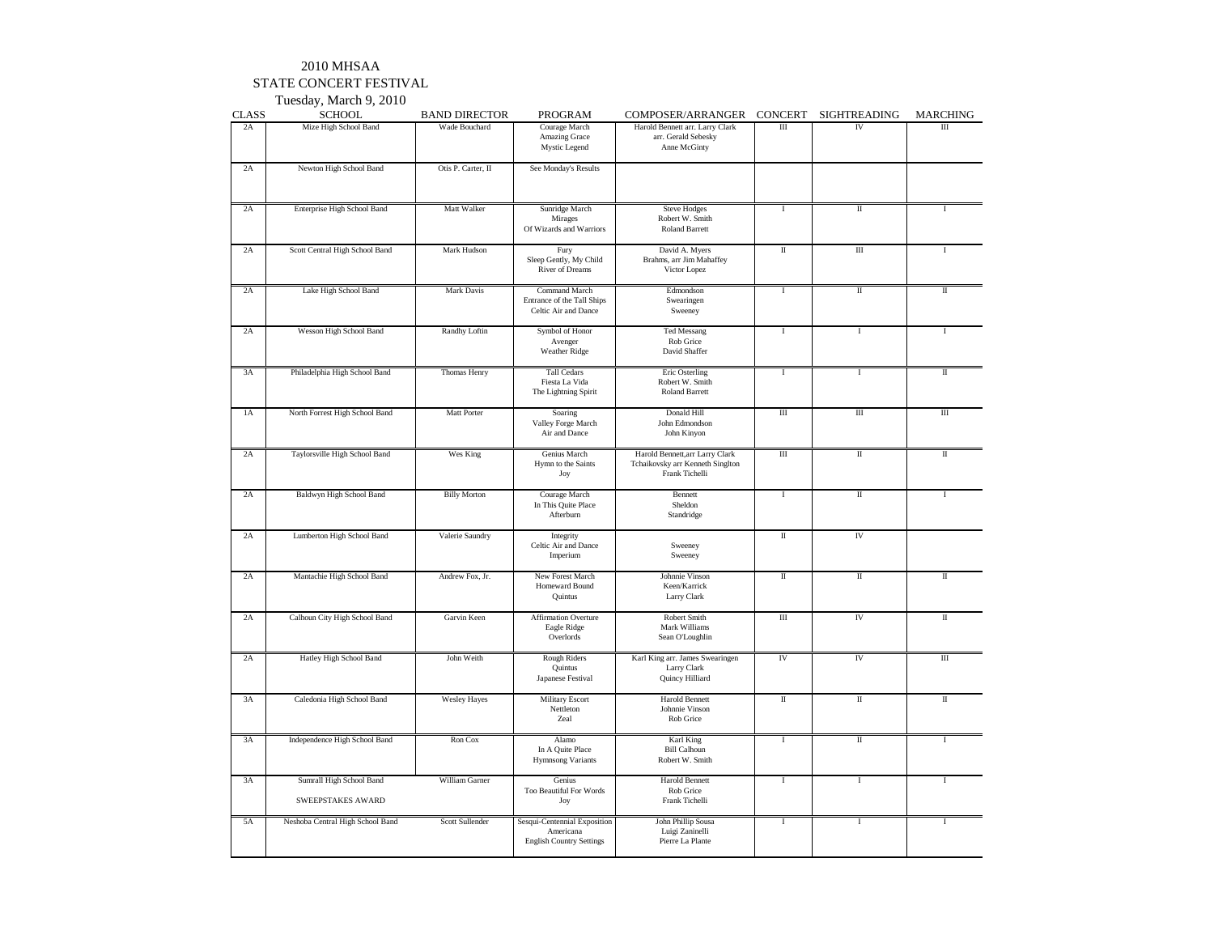2010 MHSAA
STATE CONCERT FESTIVAL
Tuesday, March 9, 2010

| CLASS | SCHOOL | BAND DIRECTOR | PROGRAM | COMPOSER/ARRANGER | CONCERT | SIGHTREADING | MARCHING |
|---|---|---|---|---|---|---|---|
| 2A | Mize High School Band | Wade Bouchard | Courage March<br>Amazing Grace<br>Mystic Legend | Harold Bennett arr. Larry Clark<br>arr. Gerald Sebesky<br>Anne McGinty | III | IV | III |
| 2A | Newton High School Band | Otis P. Carter, II | See Monday's Results | | | | |
| 2A | Enterprise High School Band | Matt Walker | Sunridge March<br>Mirages<br>Of Wizards and Warriors | Steve Hodges<br>Robert W. Smith<br>Roland Barrett | I | II | I |
| 2A | Scott Central High School Band | Mark Hudson | Fury<br>Sleep Gently, My Child<br>River of Dreams | David A. Myers<br>Brahms, arr Jim Mahaffey<br>Victor Lopez | II | III | I |
| 2A | Lake High School Band | Mark Davis | Command March<br>Entrance of the Tall Ships<br>Celtic Air and Dance | Edmondson<br>Swearingen<br>Sweeney | I | II | II |
| 2A | Wesson High School Band | Randhy Loftin | Symbol of Honor<br>Avenger<br>Weather Ridge | Ted Messang<br>Rob Grice<br>David Shaffer | I | I | I |
| 3A | Philadelphia High School Band | Thomas Henry | Tall Cedars<br>Fiesta La Vida<br>The Lightning Spirit | Eric Osterling<br>Robert W. Smith<br>Roland Barrett | I | I | II |
| 1A | North Forrest High School Band | Matt Porter | Soaring<br>Valley Forge March<br>Air and Dance | Donald Hill<br>John Edmondson<br>John Kinyon | III | III | III |
| 2A | Taylorsville High School Band | Wes King | Genius March<br>Hymn to the Saints<br>Joy | Harold Bennett,arr Larry Clark<br>Tchaikovsky arr Kenneth Singlton<br>Frank Tichelli | III | II | II |
| 2A | Baldwyn High School Band | Billy Morton | Courage March<br>In This Quite Place<br>Afterburn | Bennett<br>Sheldon<br>Standridge | I | II | I |
| 2A | Lumberton High School Band | Valerie Saundry | Integrity<br>Celtic Air and Dance<br>Imperium | Sweeney<br>Sweeney | II | IV | |
| 2A | Mantachie High School Band | Andrew Fox, Jr. | New Forest March<br>Homeward Bound<br>Quintus | Johnnie Vinson<br>Keen/Karrick<br>Larry Clark | II | II | II |
| 2A | Calhoun City High School Band | Garvin Keen | Affirmation Overture<br>Eagle Ridge<br>Overlords | Robert Smith<br>Mark Williams<br>Sean O'Loughlin | III | IV | II |
| 2A | Hatley High School Band | John Weith | Rough Riders<br>Quintus<br>Japanese Festival | Karl King arr. James Swearingen<br>Larry Clark<br>Quincy Hilliard | IV | IV | III |
| 3A | Caledonia High School Band | Wesley Hayes | Military Escort<br>Nettleton<br>Zeal | Harold Bennett<br>Johnnie Vinson<br>Rob Grice | II | II | II |
| 3A | Independence High School Band | Ron Cox | Alamo<br>In A Quite Place<br>Hymnsong Variants | Karl King<br>Bill Calhoun<br>Robert W. Smith | I | II | I |
| 3A | Sumrall High School Band<br><br>SWEEPSTAKES AWARD | William Garner | Genius<br>Too Beautiful For Words<br>Joy | Harold Bennett<br>Rob Grice<br>Frank Tichelli | I | I | I |
| 5A | Neshoba Central High School Band | Scott Sullender | Sesqui-Centennial Exposition<br>Americana<br>English Country Settings | John Phillip Sousa<br>Luigi Zaninelli<br>Pierre La Plante | I | I | I |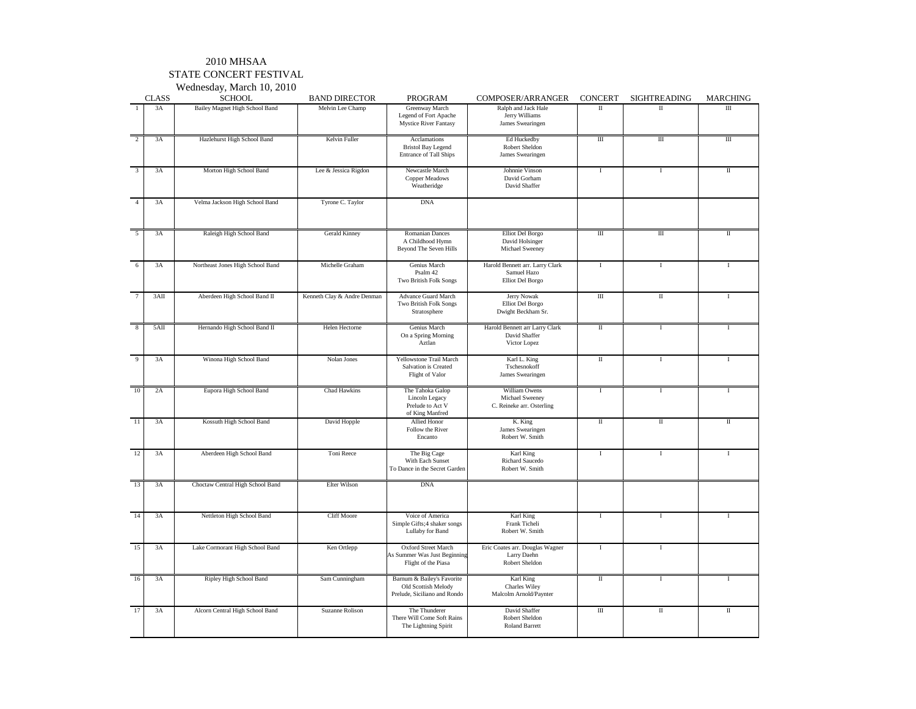# 2010 MHSAA

## STATE CONCERT FESTIVAL

### Wednesday, March 10, 2010

| | CLASS | SCHOOL | BAND DIRECTOR | PROGRAM | COMPOSER/ARRANGER | CONCERT | SIGHTREADING | MARCHING |
|---|---|---|---|---|---|---|---|---|
| 1 | 3A | Bailey Magnet High School Band | Melvin Lee Champ | Greenway March<br>Legend of Fort Apache<br>Mystice River Fantasy | Ralph and Jack Hale<br>Jerry Williams<br>James Swearingen | II | II | III |
| 2 | 3A | Hazlehurst High School Band | Kelvin Fuller | Acclamations<br>Bristol Bay Legend<br>Entrance of Tall Ships | Ed Huckedby<br>Robert Sheldon<br>James Swearingen | III | III | III |
| 3 | 3A | Morton High School Band | Lee & Jessica Rigdon | Newcastle March<br>Copper Meadows<br>Weatheridge | Johnnie Vinson<br>David Gorham<br>David Shaffer | I | I | II |
| 4 | 3A | Velma Jackson High School Band | Tyrone C. Taylor | DNA | | | | |
| 5 | 3A | Raleigh High School Band | Gerald Kinney | Romanian Dances<br>A Childhood Hymn<br>Beyond The Seven Hills | Elliot Del Borgo<br>David Holsinger<br>Michael Sweeney | III | III | II |
| 6 | 3A | Northeast Jones High School Band | Michelle Graham | Genius March<br>Psalm 42<br>Two British Folk Songs | Harold Bennett arr. Larry Clark<br>Samuel Hazo<br>Elliot Del Borgo | I | I | I |
| 7 | 3AII | Aberdeen High School Band II | Kenneth Clay & Andre Denman | Advance Guard March<br>Two British Folk Songs<br>Stratosphere | Jerry Nowak<br>Elliot Del Borgo<br>Dwight Beckham Sr. | III | II | I |
| 8 | 5AII | Hernando High School Band II | Helen Hectorne | Genius March<br>On a Spring Morning<br>Aztlan | Harold Bennett arr Larry Clark<br>David Shaffer<br>Victor Lopez | II | I | I |
| 9 | 3A | Winona High School Band | Nolan Jones | Yellowstone Trail March<br>Salvation is Created<br>Flight of Valor | Karl L. King<br>Tschesnokoff<br>James Swearingen | II | I | I |
| 10 | 2A | Eupora High School Band | Chad Hawkins | The Tahoka Galop<br>Lincoln Legacy<br>Prelude to Act V of King Manfred | William Owens<br>Michael Sweeney<br>C. Reineke arr. Osterling | I | I | I |
| 11 | 3A | Kossuth High School Band | David Hopple | Allied Honor<br>Follow the River<br>Encanto | K. King<br>James Swearingen<br>Robert W. Smith | II | II | II |
| 12 | 3A | Aberdeen High School Band | Toni Reece | The Big Cage<br>With Each Sunset<br>To Dance in the Secret Garden | Karl King<br>Richard Saucedo<br>Robert W. Smith | I | I | I |
| 13 | 3A | Choctaw Central High School Band | Elter Wilson | DNA | | | | |
| 14 | 3A | Nettleton High School Band | Cliff Moore | Voice of America<br>Simple Gifts;4 shaker songs<br>Lullaby for Band | Karl King<br>Frank Ticheli<br>Robert W. Smith | I | I | I |
| 15 | 3A | Lake Cormorant High School Band | Ken Ortlepp | Oxford Street March<br>As Summer Was Just Beginning<br>Flight of the Piasa | Eric Coates arr. Douglas Wagner<br>Larry Daehn<br>Robert Sheldon | I | I | |
| 16 | 3A | Ripley High School Band | Sam Cunningham | Barnum & Bailey's Favorite<br>Old Scottish Melody<br>Prelude, Siciliano and Rondo | Karl King<br>Charles Wiley<br>Malcolm Arnold/Paynter | II | I | I |
| 17 | 3A | Alcorn Central High School Band | Suzanne Rolison | The Thunderer<br>There Will Come Soft Rains<br>The Lightning Spirit | David Shaffer<br>Robert Sheldon<br>Roland Barrett | III | II | II |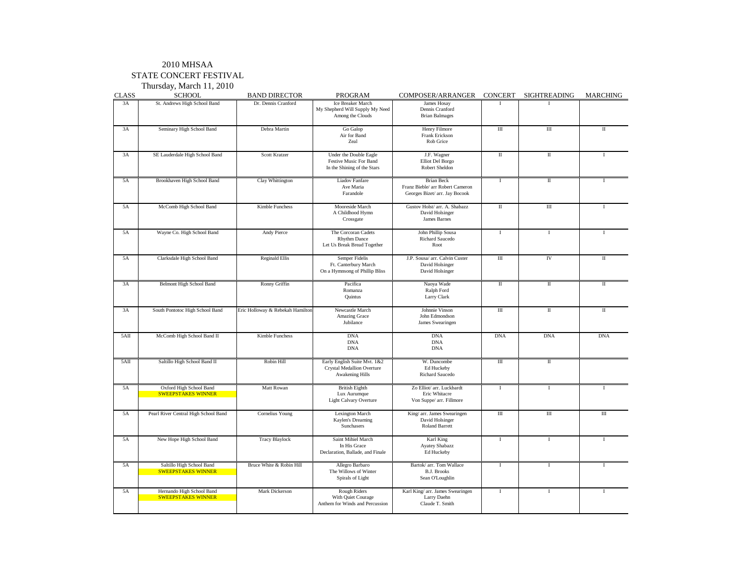2010 MHSAA
STATE CONCERT FESTIVAL
Thursday, March 11, 2010

| CLASS | SCHOOL | BAND DIRECTOR | PROGRAM | COMPOSER/ARRANGER | CONCERT | SIGHTREADING | MARCHING |
|---|---|---|---|---|---|---|---|
| 3A | St. Andrews High School Band | Dr. Dennis Cranford | Ice Breaker March<br>My Shepherd Will Supply My Need<br>Among the Clouds | James Hosay<br>Dennis Cranford<br>Brian Balmages | I | I | |
| 3A | Seminary High School Band | Debra Martin | Go Galop<br>Air for Band<br>Zeal | Henry Filmore<br>Frank Erickson<br>Rob Grice | III | III | II |
| 3A | SE Lauderdale High School Band | Scott Kratzer | Under the Double Eagle<br>Festive Music For Band<br>In the Shining of the Stars | J.F. Wagner<br>Elliot Del Borgo<br>Robert Sheldon | II | II | I |
| 5A | Brookhaven High School Band | Clay Whittington | Liadov Fanfare<br>Ave Maria<br>Farandole | Brian Beck<br>Franz Bieble/ arr Robert Cameron<br>Georges Bizet/ arr. Jay Bocook | I | II | I |
| 5A | McComb High School Band | Kimble Funchess | Mooreside March<br>A Childhood Hymn<br>Crossgate | Gustov Holst/ arr. A. Shabazz<br>David Holsinger<br>James Barnes | II | III | I |
| 5A | Wayne Co. High School Band | Andy Pierce | The Corcoran Cadets<br>Rhythm Dance<br>Let Us Break Bread Together | John Phillip Sousa<br>Richard Saucedo<br>Root | I | I | I |
| 5A | Clarksdale High School Band | Reginald Ellis | Semper Fidelis<br>Ft. Canterbury March<br>On a Hymnsong of Phillip Bliss | J.P. Sousa/ arr. Calvin Custer<br>David Holsinger<br>David Holsinger | III | IV | II |
| 3A | Belmont High School Band | Ronny Griffin | Pacifica<br>Romanza<br>Quintus | Naoya Wade<br>Ralph Ford<br>Larry Clark | II | II | II |
| 3A | South Pontotoc High School Band | Eric Holloway & Rebekah Hamilton | Newcastle March<br>Amazing Grace<br>Jubilance | Johnnie Vinson<br>John Edmondson<br>James Swearingen | III | II | II |
| 5AII | McComb High School Band II | Kimble Funchess | DNA<br>DNA<br>DNA | DNA<br>DNA<br>DNA | DNA | DNA | DNA |
| 5AII | Saltillo High School Band II | Robin Hill | Early English Suite Mvt. 1&2<br>Crystal Medallion Overture<br>Awakening Hills | W. Duncombe<br>Ed Huckeby<br>Richard Saucedo | III | II | |
| 5A | Oxford High School Band<br>SWEEPSTAKES WINNER | Matt Rowan | British Eighth<br>Lux Aurumque<br>Light Calvary Overture | Zo Elliot/ arr. Luckbardt<br>Eric Whitacre<br>Von Suppe/ arr. Fillmore | I | I | I |
| 5A | Pearl River Central High School Band | Cornelius Young | Lexington March<br>Kaylen's Dreaming<br>Sunchasers | King/ arr. James Swearingen<br>David Holsinger<br>Roland Barrett | III | III | III |
| 5A | New Hope High School Band | Tracy Blaylock | Saint Mihiel March<br>In His Grace<br>Declaration, Ballade, and Finale | Karl King<br>Ayatey Shabazz<br>Ed Huckeby | I | I | I |
| 5A | Saltillo High School Band<br>SWEEPSTAKES WINNER | Bruce White & Robin Hill | Allegro Barbaro<br>The Willows of Winter<br>Spirals of Light | Bartok/ arr. Tom Wallace<br>B.J. Brooks<br>Sean O'Loughlin | I | I | I |
| 5A | Hernando High School Band<br>SWEEPSTAKES WINNER | Mark Dickerson | Rough Riders<br>With Quiet Courage<br>Anthem for Winds and Percussion | Karl King/ arr. James Swearingen<br>Larry Daehn<br>Claude T. Smith | I | I | I |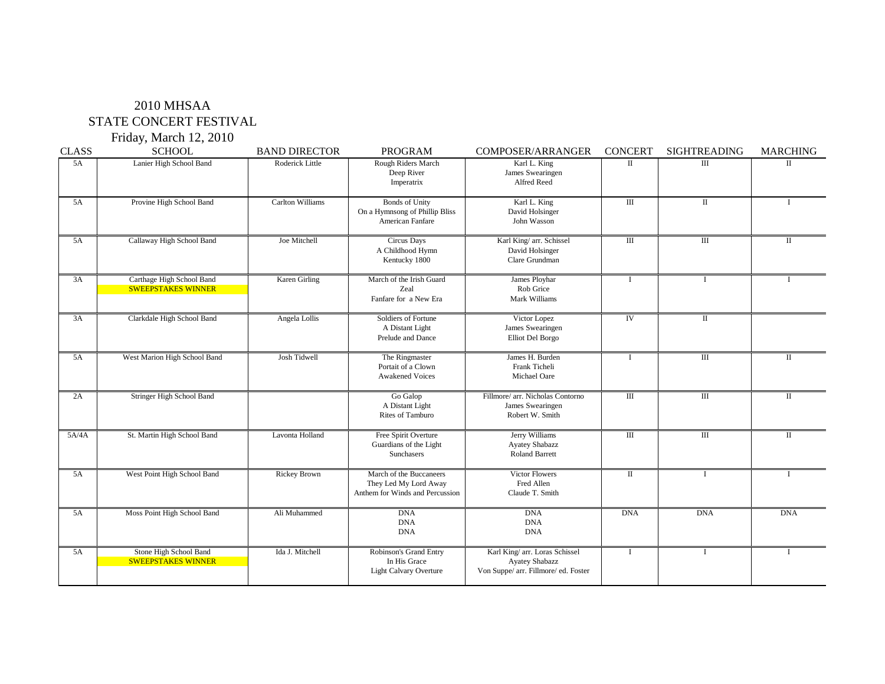2010 MHSAA
STATE CONCERT FESTIVAL
Friday, March 12, 2010

| CLASS | SCHOOL | BAND DIRECTOR | PROGRAM | COMPOSER/ARRANGER | CONCERT | SIGHTREADING | MARCHING |
|---|---|---|---|---|---|---|---|
| 5A | Lanier High School Band | Roderick Little | Rough Riders March<br>Deep River<br>Imperatrix | Karl L. King<br>James Swearingen<br>Alfred Reed | II | III | II |
| 5A | Provine High School Band | Carlton Williams | Bonds of Unity<br>On a Hymnsong of Phillip Bliss<br>American Fanfare | Karl L. King<br>David Holsinger<br>John Wasson | III | II | I |
| 5A | Callaway High School Band | Joe Mitchell | Circus Days<br>A Childhood Hymn<br>Kentucky 1800 | Karl King/ arr. Schissel<br>David Holsinger<br>Clare Grundman | III | III | II |
| 3A | Carthage High School Band<br>SWEEPSTAKES WINNER | Karen Girling | March of the Irish Guard<br>Zeal<br>Fanfare for a New Era | James Ployhar<br>Rob Grice<br>Mark Williams | I | I | I |
| 3A | Clarkdale High School Band | Angela Lollis | Soldiers of Fortune<br>A Distant Light<br>Prelude and Dance | Victor Lopez<br>James Swearingen<br>Elliot Del Borgo | IV | II | |
| 5A | West Marion High School Band | Josh Tidwell | The Ringmaster<br>Portait of a Clown<br>Awakened Voices | James H. Burden<br>Frank Ticheli<br>Michael Oare | I | III | II |
| 2A | Stringer High School Band | | Go Galop<br>A Distant Light<br>Rites of Tamburo | Fillmore/ arr. Nicholas Contorno<br>James Swearingen<br>Robert W. Smith | III | III | II |
| 5A/4A | St. Martin High School Band | Lavonta Holland | Free Spirit Overture<br>Guardians of the Light<br>Sunchasers | Jerry Williams<br>Ayatey Shabazz<br>Roland Barrett | III | III | II |
| 5A | West Point High School Band | Rickey Brown | March of the Buccaneers<br>They Led My Lord Away<br>Anthem for Winds and Percussion | Victor Flowers<br>Fred Allen<br>Claude T. Smith | II | I | I |
| 5A | Moss Point High School Band | Ali Muhammed | DNA<br>DNA<br>DNA | DNA<br>DNA<br>DNA | DNA | DNA | DNA |
| 5A | Stone High School Band<br>SWEEPSTAKES WINNER | Ida J. Mitchell | Robinson's Grand Entry<br>In His Grace<br>Light Calvary Overture | Karl King/ arr. Loras Schissel<br>Ayatey Shabazz<br>Von Suppe/ arr. Fillmore/ ed. Foster | I | I | I |